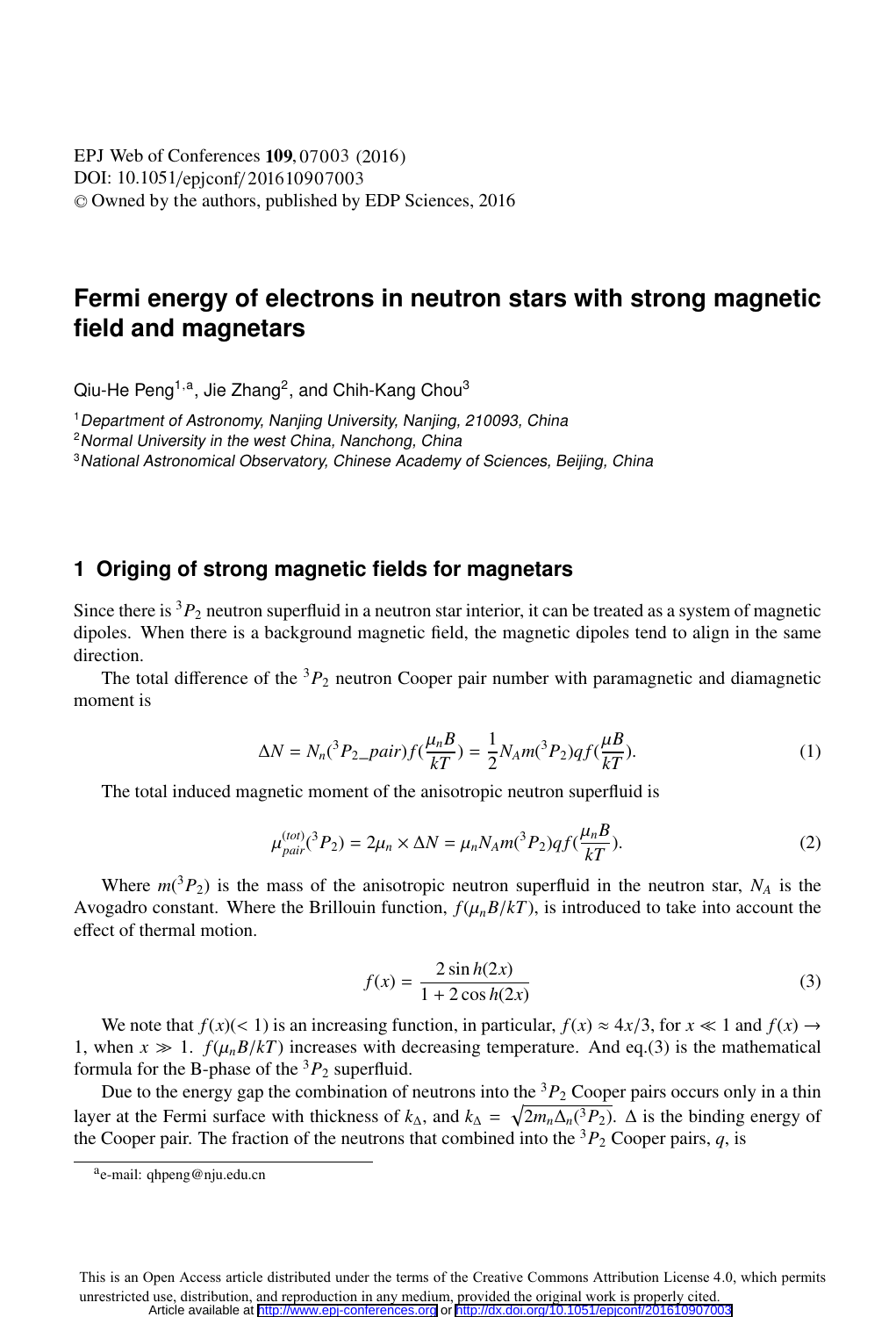# Fermi energy of electrons in neutron stars with strong magnetic field and magnetars

Qiu-He Peng[1,a], Jie Zhang[2], and Chih-Kang Chou[3]

[1] *Department of Astronomy, Nanjing University, Nanjing, 210093, China*
[2] *Normal University in the west China, Nanchong, China*
[3] *National Astronomical Observatory, Chinese Academy of Sciences, Beijing, China*

## 1 Origing of strong magnetic fields for magnetars

Since there is $^3P_2$ neutron superfluid in a neutron star interior, it can be treated as a system of magnetic dipoles. When there is a background magnetic field, the magnetic dipoles tend to align in the same direction.

The total difference of the $^3P_2$ neutron Cooper pair number with paramagnetic and diamagnetic moment is

$$\Delta N = N_n(^3P_2\_pair) f(\frac{\mu_n B}{kT}) = \frac{1}{2} N_A m(^3P_2) q f(\frac{\mu B}{kT}). \tag{1}$$

The total induced magnetic moment of the anisotropic neutron superfluid is

$$\mu_{pair}^{(tot)}(^3P_2) = 2\mu_n \times \Delta N = \mu_n N_A m(^3P_2) q f(\frac{\mu_n B}{kT}). \tag{2}$$

Where $m(^3P_2)$ is the mass of the anisotropic neutron superfluid in the neutron star, $N_A$ is the Avogadro constant. Where the Brillouin function, $f(\mu_n B/kT)$, is introduced to take into account the effect of thermal motion.

$$f(x) = \frac{2 \sin h(2x)}{1 + 2 \cos h(2x)} \tag{3}$$

We note that $f(x)(< 1)$ is an increasing function, in particular, $f(x) \approx 4x/3$, for $x \ll 1$ and $f(x) \to 1$, when $x \gg 1$. $f(\mu_n B/kT)$ increases with decreasing temperature. And eq.(3) is the mathematical formula for the B-phase of the $^3P_2$ superfluid.

Due to the energy gap the combination of neutrons into the $^3P_2$ Cooper pairs occurs only in a thin layer at the Fermi surface with thickness of $k_\Delta$, and $k_\Delta = \sqrt{2m_n \Delta_n(^3P_2)}$. $\Delta$ is the binding energy of the Cooper pair. The fraction of the neutrons that combined into the $^3P_2$ Cooper pairs, $q$, is

[a] e-mail: qhpeng@nju.edu.cn

This is an Open Access article distributed under the terms of the Creative Commons Attribution License 4.0, which permits unrestricted use, distribution, and reproduction in any medium, provided the original work is properly cited.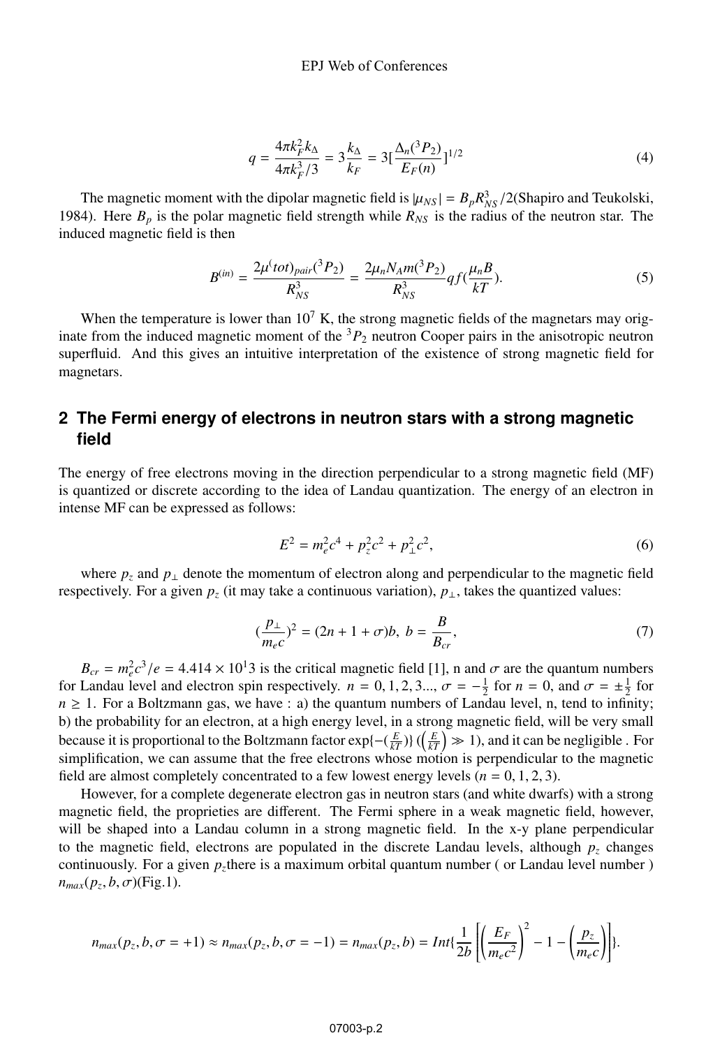$$q = \frac{4\pi k_F^2 k_\Delta}{4\pi k_F^3/3} = 3\frac{k_\Delta}{k_F} = 3[\frac{\Delta_n(^3P_2)}{E_F(n)}]^{1/2} \tag{4}$$

The magnetic moment with the dipolar magnetic field is $|\mu_{NS}| = B_p R_{NS}^3/2$(Shapiro and Teukolski, 1984). Here $B_p$ is the polar magnetic field strength while $R_{NS}$ is the radius of the neutron star. The induced magnetic field is then

$$B^{(in)} = \frac{2\mu^(tot)_{pair}(^3P_2)}{R_{NS}^3} = \frac{2\mu_n N_A m(^3P_2)}{R_{NS}^3} q f(\frac{\mu_n B}{kT}). \tag{5}$$

When the temperature is lower than $10^7$ K, the strong magnetic fields of the magnetars may originate from the induced magnetic moment of the $^3P_2$ neutron Cooper pairs in the anisotropic neutron superfluid. And this gives an intuitive interpretation of the existence of strong magnetic field for magnetars.

## 2 The Fermi energy of electrons in neutron stars with a strong magnetic field

The energy of free electrons moving in the direction perpendicular to a strong magnetic field (MF) is quantized or discrete according to the idea of Landau quantization. The energy of an electron in intense MF can be expressed as follows:

$$E^2 = m_e^2 c^4 + p_z^2 c^2 + p_\perp^2 c^2, \tag{6}$$

where $p_z$ and $p_\perp$ denote the momentum of electron along and perpendicular to the magnetic field respectively. For a given $p_z$ (it may take a continuous variation), $p_\perp$, takes the quantized values:

$$(\frac{p_\perp}{m_e c})^2 = (2n + 1 + \sigma)b,\ b = \frac{B}{B_{cr}}, \tag{7}$$

$B_{cr} = m_e^2 c^3/e = 4.414 \times 10^13$ is the critical magnetic field [1], n and $\sigma$ are the quantum numbers for Landau level and electron spin respectively. $n = 0, 1, 2, 3...$, $\sigma = -\frac{1}{2}$ for $n = 0$, and $\sigma = \pm\frac{1}{2}$ for $n \geq 1$. For a Boltzmann gas, we have : a) the quantum numbers of Landau level, n, tend to infinity; b) the probability for an electron, at a high energy level, in a strong magnetic field, will be very small because it is proportional to the Boltzmann factor $\exp\{-(\frac{E}{kT})\}$ $(\left(\frac{E}{kT}\right) \gg 1)$, and it can be negligible . For simplification, we can assume that the free electrons whose motion is perpendicular to the magnetic field are almost completely concentrated to a few lowest energy levels ($n = 0, 1, 2, 3$).

However, for a complete degenerate electron gas in neutron stars (and white dwarfs) with a strong magnetic field, the proprieties are different. The Fermi sphere in a weak magnetic field, however, will be shaped into a Landau column in a strong magnetic field. In the x-y plane perpendicular to the magnetic field, electrons are populated in the discrete Landau levels, although $p_z$ changes continuously. For a given $p_z$there is a maximum orbital quantum number ( or Landau level number ) $n_{max}(p_z, b, \sigma)$(Fig.1).

$$n_{max}(p_z, b, \sigma = +1) \approx n_{max}(p_z, b, \sigma = -1) = n_{max}(p_z, b) = Int\{\frac{1}{2b}\left[\left(\frac{E_F}{m_e c^2}\right)^2 - 1 - \left(\frac{p_z}{m_e c}\right)\right]\}.$$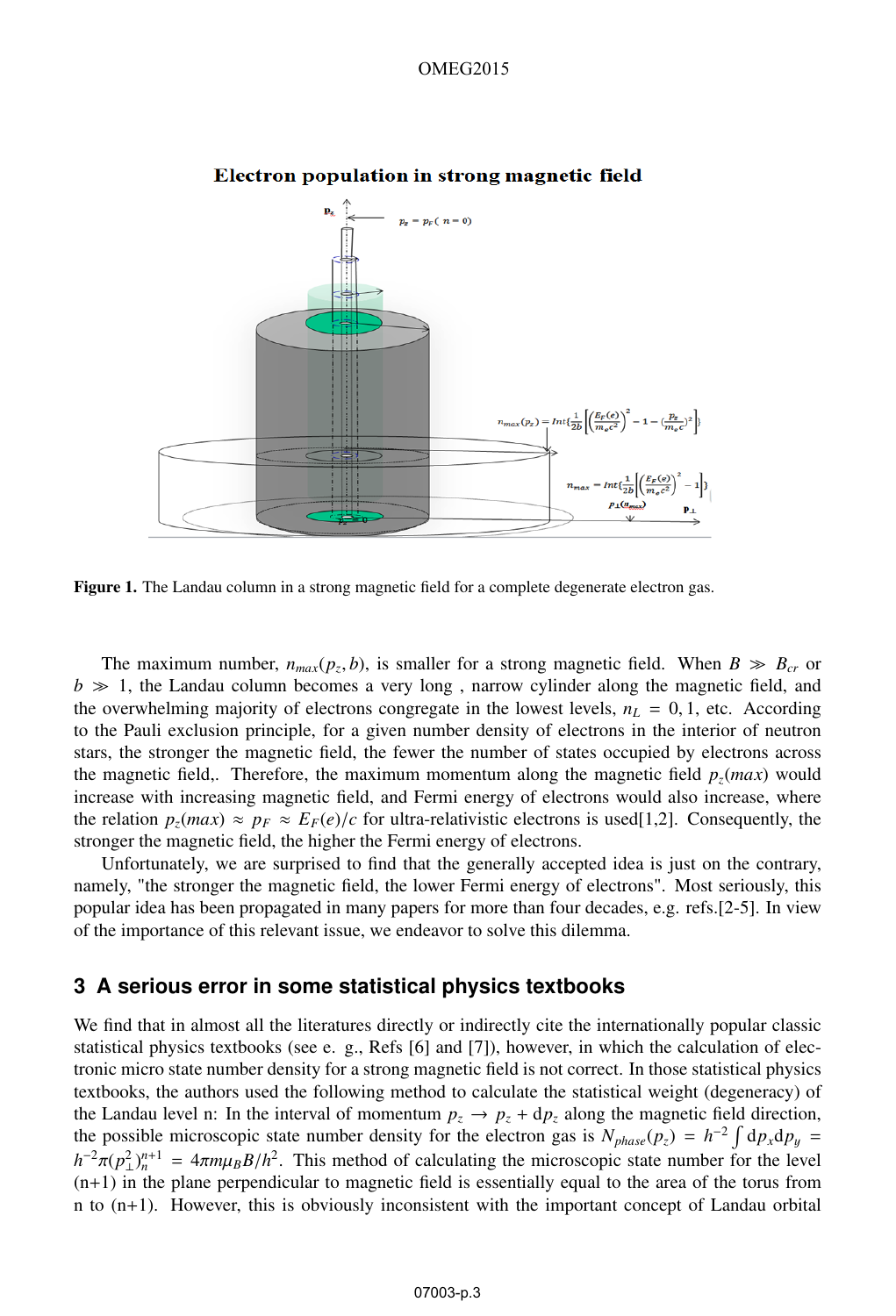Figure 1. The Landau column in a strong magnetic field for a complete degenerate electron gas.

The maximum number, $n_{max}(p_z, b)$, is smaller for a strong magnetic field. When $B \gg B_{cr}$ or $b \gg 1$, the Landau column becomes a very long , narrow cylinder along the magnetic field, and the overwhelming majority of electrons congregate in the lowest levels, $n_L = 0, 1$, etc. According to the Pauli exclusion principle, for a given number density of electrons in the interior of neutron stars, the stronger the magnetic field, the fewer the number of states occupied by electrons across the magnetic field,. Therefore, the maximum momentum along the magnetic field $p_z(max)$ would increase with increasing magnetic field, and Fermi energy of electrons would also increase, where the relation $p_z(max) \approx p_F \approx E_F(e)/c$ for ultra-relativistic electrons is used[1,2]. Consequently, the stronger the magnetic field, the higher the Fermi energy of electrons.

Unfortunately, we are surprised to find that the generally accepted idea is just on the contrary, namely, "the stronger the magnetic field, the lower Fermi energy of electrons". Most seriously, this popular idea has been propagated in many papers for more than four decades, e.g. refs.[2-5]. In view of the importance of this relevant issue, we endeavor to solve this dilemma.

## 3 A serious error in some statistical physics textbooks

We find that in almost all the literatures directly or indirectly cite the internationally popular classic statistical physics textbooks (see e. g., Refs [6] and [7]), however, in which the calculation of electronic micro state number density for a strong magnetic field is not correct. In those statistical physics textbooks, the authors used the following method to calculate the statistical weight (degeneracy) of the Landau level n: In the interval of momentum $p_z \to p_z + dp_z$ along the magnetic field direction, the possible microscopic state number density for the electron gas is $N_{phase}(p_z) = h^{-2} \int dp_x dp_y = h^{-2}\pi(p_{\perp}^2)_n^{n+1} = 4\pi m \mu_B B/h^2$. This method of calculating the microscopic state number for the level (n+1) in the plane perpendicular to magnetic field is essentially equal to the area of the torus from n to (n+1). However, this is obviously inconsistent with the important concept of Landau orbital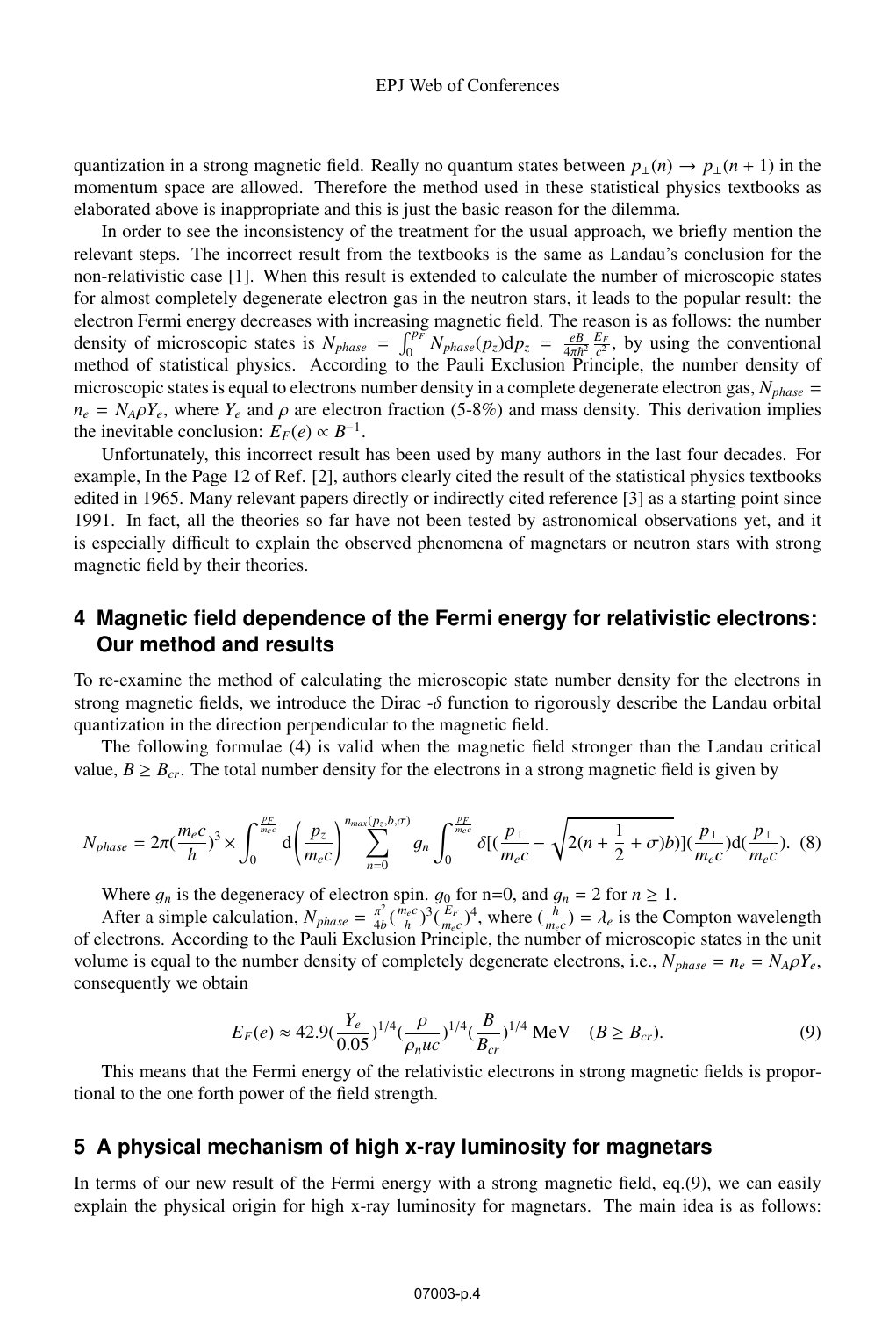quantization in a strong magnetic field. Really no quantum states between $p_{\perp}(n) \rightarrow p_{\perp}(n+1)$ in the momentum space are allowed. Therefore the method used in these statistical physics textbooks as elaborated above is inappropriate and this is just the basic reason for the dilemma.

In order to see the inconsistency of the treatment for the usual approach, we briefly mention the relevant steps. The incorrect result from the textbooks is the same as Landau's conclusion for the non-relativistic case [1]. When this result is extended to calculate the number of microscopic states for almost completely degenerate electron gas in the neutron stars, it leads to the popular result: the electron Fermi energy decreases with increasing magnetic field. The reason is as follows: the number density of microscopic states is $N_{phase} = \int_0^{p_F} N_{phase}(p_z)\mathrm{d}p_z = \frac{eB}{4\pi\hbar^2}\frac{E_F}{c^2}$, by using the conventional method of statistical physics. According to the Pauli Exclusion Principle, the number density of microscopic states is equal to electrons number density in a complete degenerate electron gas, $N_{phase} = n_e = N_A\rho Y_e$, where $Y_e$ and $\rho$ are electron fraction (5-8%) and mass density. This derivation implies the inevitable conclusion: $E_F(e) \propto B^{-1}$.

Unfortunately, this incorrect result has been used by many authors in the last four decades. For example, In the Page 12 of Ref. [2], authors clearly cited the result of the statistical physics textbooks edited in 1965. Many relevant papers directly or indirectly cited reference [3] as a starting point since 1991. In fact, all the theories so far have not been tested by astronomical observations yet, and it is especially difficult to explain the observed phenomena of magnetars or neutron stars with strong magnetic field by their theories.

## 4 Magnetic field dependence of the Fermi energy for relativistic electrons: Our method and results

To re-examine the method of calculating the microscopic state number density for the electrons in strong magnetic fields, we introduce the Dirac -$\delta$ function to rigorously describe the Landau orbital quantization in the direction perpendicular to the magnetic field.

The following formulae (4) is valid when the magnetic field stronger than the Landau critical value, $B \geq B_{cr}$. The total number density for the electrons in a strong magnetic field is given by

$$N_{phase} = 2\pi(\frac{m_e c}{h})^3 \times \int_0^{\frac{p_F}{m_e c}} \mathrm{d}\left(\frac{p_z}{m_e c}\right) \sum_{n=0}^{n_{max}(p_z,b,\sigma)} g_n \int_0^{\frac{p_F}{m_e c}} \delta[(\frac{p_\perp}{m_e c} - \sqrt{2(n+\frac{1}{2}+\sigma)b})](\frac{p_\perp}{m_e c})\mathrm{d}(\frac{p_\perp}{m_e c}). \quad (8)$$

Where $g_n$ is the degeneracy of electron spin. $g_0$ for n=0, and $g_n = 2$ for $n \geq 1$.

After a simple calculation, $N_{phase} = \frac{\pi^2}{4b}(\frac{m_e c}{h})^3(\frac{E_F}{m_e c})^4$, where $(\frac{h}{m_e c}) = \lambda_e$ is the Compton wavelength of electrons. According to the Pauli Exclusion Principle, the number of microscopic states in the unit volume is equal to the number density of completely degenerate electrons, i.e., $N_{phase} = n_e = N_A\rho Y_e$, consequently we obtain

$$E_F(e) \approx 42.9(\frac{Y_e}{0.05})^{1/4}(\frac{\rho}{\rho_n uc})^{1/4}(\frac{B}{B_{cr}})^{1/4}\ \mathrm{MeV} \quad (B \geq B_{cr}). \quad (9)$$

This means that the Fermi energy of the relativistic electrons in strong magnetic fields is proportional to the one forth power of the field strength.

## 5 A physical mechanism of high x-ray luminosity for magnetars

In terms of our new result of the Fermi energy with a strong magnetic field, eq.(9), we can easily explain the physical origin for high x-ray luminosity for magnetars. The main idea is as follows: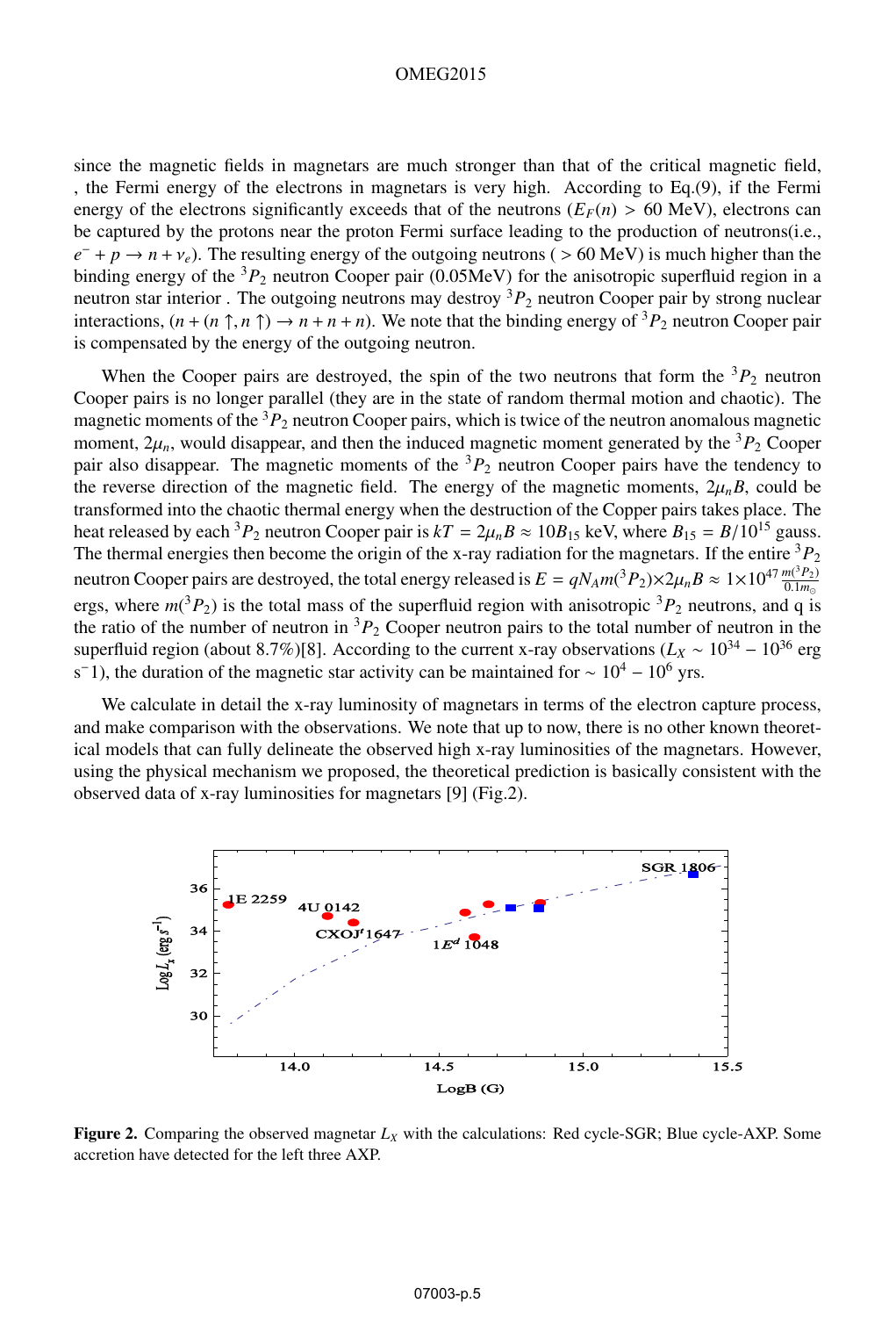since the magnetic fields in magnetars are much stronger than that of the critical magnetic field, , the Fermi energy of the electrons in magnetars is very high. According to Eq.(9), if the Fermi energy of the electrons significantly exceeds that of the neutrons ($E_F(n) > 60$ MeV), electrons can be captured by the protons near the proton Fermi surface leading to the production of neutrons(i.e., $e^- + p \rightarrow n + \nu_e$). The resulting energy of the outgoing neutrons ( > 60 MeV) is much higher than the binding energy of the $^3P_2$ neutron Cooper pair (0.05MeV) for the anisotropic superfluid region in a neutron star interior . The outgoing neutrons may destroy $^3P_2$ neutron Cooper pair by strong nuclear interactions, $(n + (n \uparrow, n \uparrow) \rightarrow n + n + n)$. We note that the binding energy of $^3P_2$ neutron Cooper pair is compensated by the energy of the outgoing neutron.

When the Cooper pairs are destroyed, the spin of the two neutrons that form the $^3P_2$ neutron Cooper pairs is no longer parallel (they are in the state of random thermal motion and chaotic). The magnetic moments of the $^3P_2$ neutron Cooper pairs, which is twice of the neutron anomalous magnetic moment, $2\mu_n$, would disappear, and then the induced magnetic moment generated by the $^3P_2$ Cooper pair also disappear. The magnetic moments of the $^3P_2$ neutron Cooper pairs have the tendency to the reverse direction of the magnetic field. The energy of the magnetic moments, $2\mu_n B$, could be transformed into the chaotic thermal energy when the destruction of the Copper pairs takes place. The heat released by each $^3P_2$ neutron Cooper pair is $kT = 2\mu_n B \approx 10B_{15}$ keV, where $B_{15} = B/10^{15}$ gauss. The thermal energies then become the origin of the x-ray radiation for the magnetars. If the entire $^3P_2$ neutron Cooper pairs are destroyed, the total energy released is $E = qN_A m(^3P_2)\times 2\mu_n B \approx 1\times 10^{47}\frac{m(^3P_2)}{0.1m_\odot}$ ergs, where $m(^3P_2)$ is the total mass of the superfluid region with anisotropic $^3P_2$ neutrons, and q is the ratio of the number of neutron in $^3P_2$ Cooper neutron pairs to the total number of neutron in the superfluid region (about 8.7%)[8]. According to the current x-ray observations ($L_X \sim 10^{34} - 10^{36}$ erg s$^{-1}$), the duration of the magnetic star activity can be maintained for $\sim 10^4 - 10^6$ yrs.

We calculate in detail the x-ray luminosity of magnetars in terms of the electron capture process, and make comparison with the observations. We note that up to now, there is no other known theoretical models that can fully delineate the observed high x-ray luminosities of the magnetars. However, using the physical mechanism we proposed, the theoretical prediction is basically consistent with the observed data of x-ray luminosities for magnetars [9] (Fig.2).

**Figure 2.** Comparing the observed magnetar $L_X$ with the calculations: Red cycle-SGR; Blue cycle-AXP. Some accretion have detected for the left three AXP.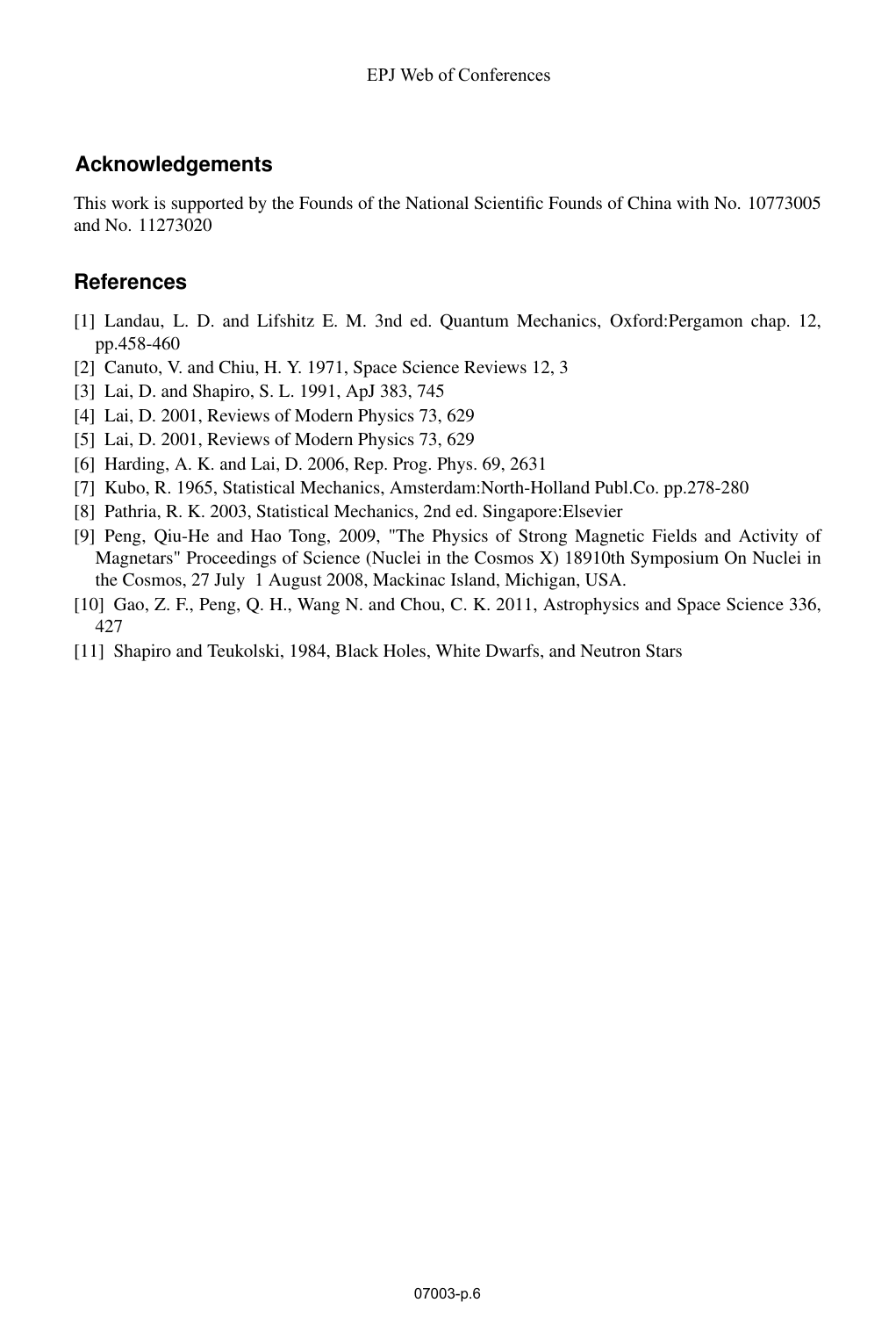## Acknowledgements

This work is supported by the Founds of the National Scientific Founds of China with No. 10773005 and No. 11273020

## References

[1] Landau, L. D. and Lifshitz E. M. 3nd ed. Quantum Mechanics, Oxford:Pergamon chap. 12, pp.458-460

[2] Canuto, V. and Chiu, H. Y. 1971, Space Science Reviews 12, 3

[3] Lai, D. and Shapiro, S. L. 1991, ApJ 383, 745

[4] Lai, D. 2001, Reviews of Modern Physics 73, 629

[5] Lai, D. 2001, Reviews of Modern Physics 73, 629

[6] Harding, A. K. and Lai, D. 2006, Rep. Prog. Phys. 69, 2631

[7] Kubo, R. 1965, Statistical Mechanics, Amsterdam:North-Holland Publ.Co. pp.278-280

[8] Pathria, R. K. 2003, Statistical Mechanics, 2nd ed. Singapore:Elsevier

[9] Peng, Qiu-He and Hao Tong, 2009, "The Physics of Strong Magnetic Fields and Activity of Magnetars" Proceedings of Science (Nuclei in the Cosmos X) 18910th Symposium On Nuclei in the Cosmos, 27 July 1 August 2008, Mackinac Island, Michigan, USA.

[10] Gao, Z. F., Peng, Q. H., Wang N. and Chou, C. K. 2011, Astrophysics and Space Science 336, 427

[11] Shapiro and Teukolski, 1984, Black Holes, White Dwarfs, and Neutron Stars